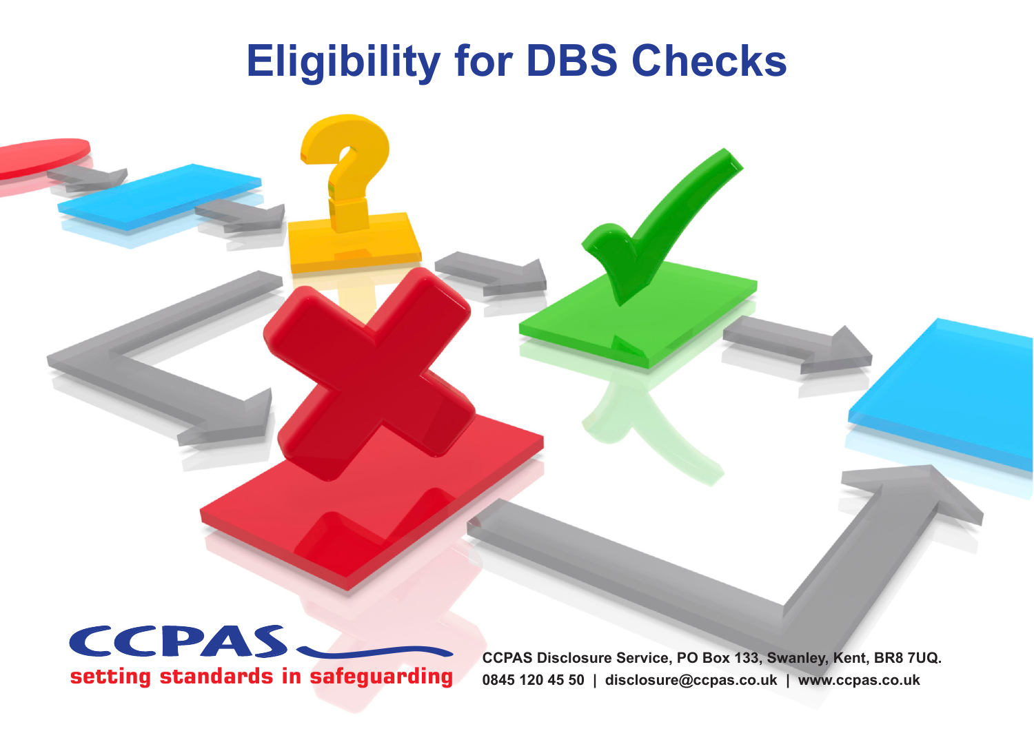# Eligibility for DBS Checks

**CCPAS**

**setting standards in safeguarding**

**CCPAS Disclosure Service, PO Box 133, Swanley, Kent, BR8 7UQ.**
**0845 120 45 50 | disclosure@ccpas.co.uk | www.ccpas.co.uk**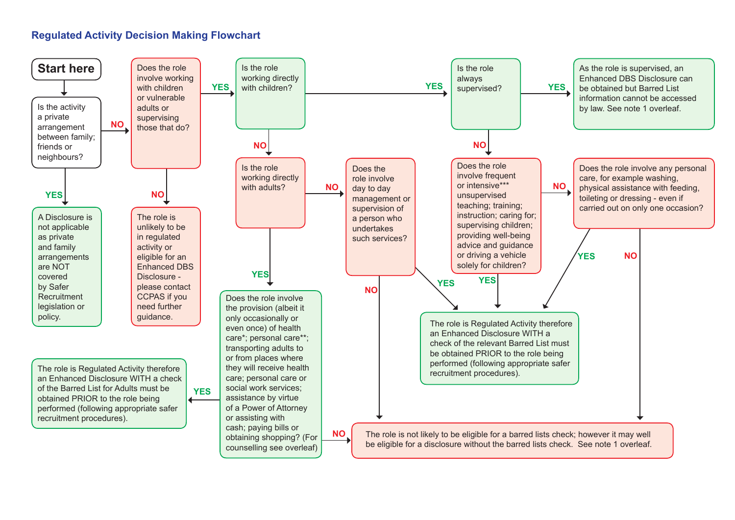## Regulated Activity Decision Making Flowchart

**Start here**

**Is the activity a private arrangement between family; friends or neighbours?**

- **YES** → A Disclosure is not applicable as private and family arrangements are NOT covered by Safer Recruitment legislation or policy.
- **NO** → **Does the role involve working with children or vulnerable adults or supervising those that do?**
  - **NO** → The role is unlikely to be in regulated activity or eligible for an Enhanced DBS Disclosure - please contact CCPAS if you need further guidance.
  - **YES** → **Is the role working directly with children?**
    - **YES** → **Is the role always supervised?**
      - **YES** → As the role is supervised, an Enhanced DBS Disclosure can be obtained but Barred List information cannot be accessed by law. See note 1 overleaf.
      - **NO** → **Does the role involve frequent or intensive*** unsupervised teaching; training; instruction; caring for; supervising children; providing well-being advice and guidance or driving a vehicle solely for children?**
        - **YES** → The role is Regulated Activity therefore an Enhanced Disclosure WITH a check of the relevant Barred List must be obtained PRIOR to the role being performed (following appropriate safer recruitment procedures).
        - **NO** → **Does the role involve any personal care, for example washing, physical assistance with feeding, toileting or dressing - even if carried out on only one occasion?**
          - **YES** → The role is Regulated Activity therefore an Enhanced Disclosure WITH a check of the relevant Barred List must be obtained PRIOR to the role being performed (following appropriate safer recruitment procedures).
          - **NO** → The role is not likely to be eligible for a barred lists check; however it may well be eligible for a disclosure without the barred lists check. See note 1 overleaf.
    - **NO** → **Is the role working directly with adults?**
      - **YES** → **Does the role involve the provision (albeit it only occasionally or even once) of health care*; personal care**; transporting adults to or from places where they will receive health care; personal care or social work services; assistance by virtue of a Power of Attorney or assisting with cash; paying bills or obtaining shopping? (For counselling see overleaf)**
        - **YES** → The role is Regulated Activity therefore an Enhanced Disclosure WITH a check of the Barred List for Adults must be obtained PRIOR to the role being performed (following appropriate safer recruitment procedures).
        - **NO** → The role is not likely to be eligible for a barred lists check; however it may well be eligible for a disclosure without the barred lists check. See note 1 overleaf.
      - **NO** → **Does the role involve day to day management or supervision of a person who undertakes such services?**
        - **YES** → The role is Regulated Activity therefore an Enhanced Disclosure WITH a check of the relevant Barred List must be obtained PRIOR to the role being performed (following appropriate safer recruitment procedures).
        - **NO** → The role is not likely to be eligible for a barred lists check; however it may well be eligible for a disclosure without the barred lists check. See note 1 overleaf.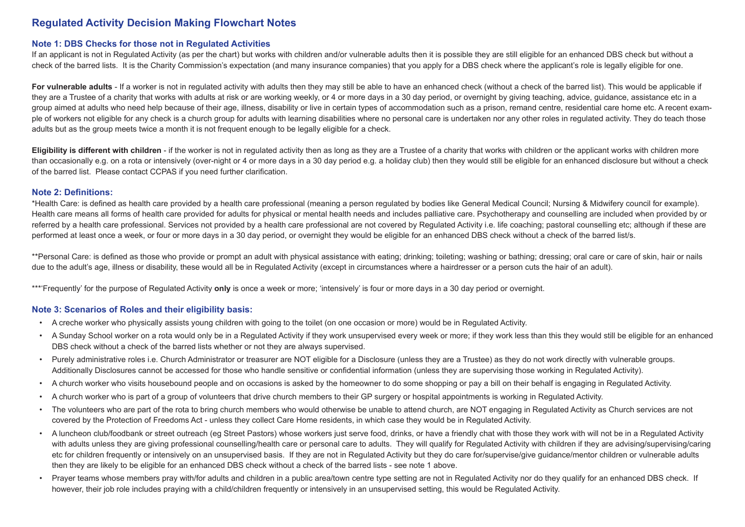# Regulated Activity Decision Making Flowchart Notes

## Note 1: DBS Checks for those not in Regulated Activities

If an applicant is not in Regulated Activity (as per the chart) but works with children and/or vulnerable adults then it is possible they are still eligible for an enhanced DBS check but without a check of the barred lists. It is the Charity Commission's expectation (and many insurance companies) that you apply for a DBS check where the applicant's role is legally eligible for one.

**For vulnerable adults** - If a worker is not in regulated activity with adults then they may still be able to have an enhanced check (without a check of the barred list). This would be applicable if they are a Trustee of a charity that works with adults at risk or are working weekly, or 4 or more days in a 30 day period, or overnight by giving teaching, advice, guidance, assistance etc in a group aimed at adults who need help because of their age, illness, disability or live in certain types of accommodation such as a prison, remand centre, residential care home etc. A recent example of workers not eligible for any check is a church group for adults with learning disabilities where no personal care is undertaken nor any other roles in regulated activity. They do teach those adults but as the group meets twice a month it is not frequent enough to be legally eligible for a check.

**Eligibility is different with children** - if the worker is not in regulated activity then as long as they are a Trustee of a charity that works with children or the applicant works with children more than occasionally e.g. on a rota or intensively (over-night or 4 or more days in a 30 day period e.g. a holiday club) then they would still be eligible for an enhanced disclosure but without a check of the barred list. Please contact CCPAS if you need further clarification.

## Note 2: Definitions:

*Health Care: is defined as health care provided by a health care professional (meaning a person regulated by bodies like General Medical Council; Nursing & Midwifery council for example). Health care means all forms of health care provided for adults for physical or mental health needs and includes palliative care. Psychotherapy and counselling are included when provided by or referred by a health care professional. Services not provided by a health care professional are not covered by Regulated Activity i.e. life coaching; pastoral counselling etc; although if these are performed at least once a week, or four or more days in a 30 day period, or overnight they would be eligible for an enhanced DBS check without a check of the barred list/s.

**Personal Care: is defined as those who provide or prompt an adult with physical assistance with eating; drinking; toileting; washing or bathing; dressing; oral care or care of skin, hair or nails due to the adult's age, illness or disability, these would all be in Regulated Activity (except in circumstances where a hairdresser or a person cuts the hair of an adult).

***'Frequently' for the purpose of Regulated Activity **only** is once a week or more; 'intensively' is four or more days in a 30 day period or overnight.

## Note 3: Scenarios of Roles and their eligibility basis:

- A creche worker who physically assists young children with going to the toilet (on one occasion or more) would be in Regulated Activity.
- A Sunday School worker on a rota would only be in a Regulated Activity if they work unsupervised every week or more; if they work less than this they would still be eligible for an enhanced DBS check without a check of the barred lists whether or not they are always supervised.
- Purely administrative roles i.e. Church Administrator or treasurer are NOT eligible for a Disclosure (unless they are a Trustee) as they do not work directly with vulnerable groups. Additionally Disclosures cannot be accessed for those who handle sensitive or confidential information (unless they are supervising those working in Regulated Activity).
- A church worker who visits housebound people and on occasions is asked by the homeowner to do some shopping or pay a bill on their behalf is engaging in Regulated Activity.
- A church worker who is part of a group of volunteers that drive church members to their GP surgery or hospital appointments is working in Regulated Activity.
- The volunteers who are part of the rota to bring church members who would otherwise be unable to attend church, are NOT engaging in Regulated Activity as Church services are not covered by the Protection of Freedoms Act - unless they collect Care Home residents, in which case they would be in Regulated Activity.
- A luncheon club/foodbank or street outreach (eg Street Pastors) whose workers just serve food, drinks, or have a friendly chat with those they work with will not be in a Regulated Activity with adults unless they are giving professional counselling/health care or personal care to adults. They will qualify for Regulated Activity with children if they are advising/supervising/caring etc for children frequently or intensively on an unsupervised basis. If they are not in Regulated Activity but they do care for/supervise/give guidance/mentor children or vulnerable adults then they are likely to be eligible for an enhanced DBS check without a check of the barred lists - see note 1 above.
- Prayer teams whose members pray with/for adults and children in a public area/town centre type setting are not in Regulated Activity nor do they qualify for an enhanced DBS check. If however, their job role includes praying with a child/children frequently or intensively in an unsupervised setting, this would be Regulated Activity.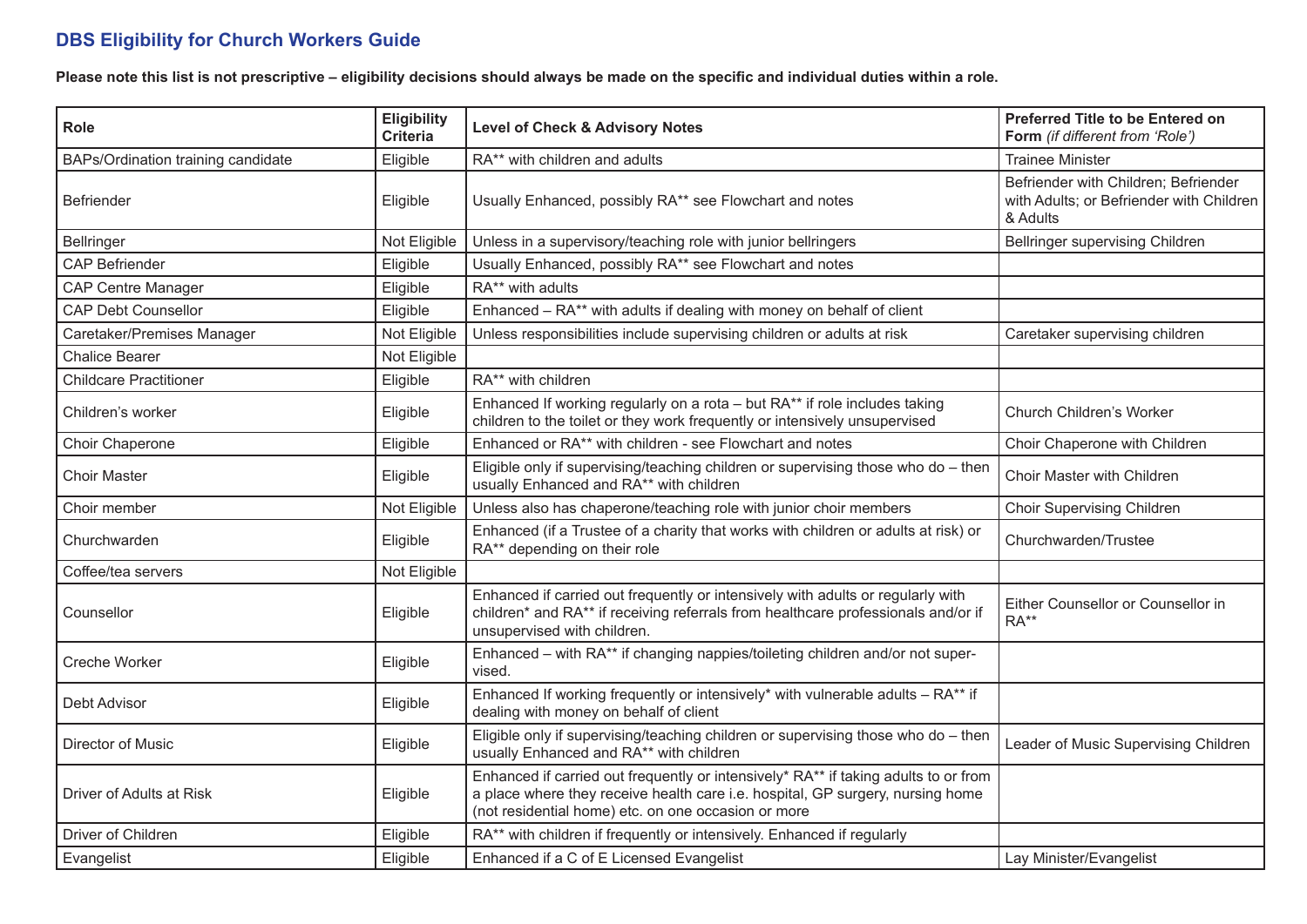## DBS Eligibility for Church Workers Guide

**Please note this list is not prescriptive – eligibility decisions should always be made on the specific and individual duties within a role.**

| Role | Eligibility Criteria | Level of Check & Advisory Notes | Preferred Title to be Entered on Form *(if different from 'Role')* |
|---|---|---|---|
| BAPs/Ordination training candidate | Eligible | RA** with children and adults | Trainee Minister |
| Befriender | Eligible | Usually Enhanced, possibly RA** see Flowchart and notes | Befriender with Children; Befriender with Adults; or Befriender with Children & Adults |
| Bellringer | Not Eligible | Unless in a supervisory/teaching role with junior bellringers | Bellringer supervising Children |
| CAP Befriender | Eligible | Usually Enhanced, possibly RA** see Flowchart and notes | |
| CAP Centre Manager | Eligible | RA** with adults | |
| CAP Debt Counsellor | Eligible | Enhanced – RA** with adults if dealing with money on behalf of client | |
| Caretaker/Premises Manager | Not Eligible | Unless responsibilities include supervising children or adults at risk | Caretaker supervising children |
| Chalice Bearer | Not Eligible | | |
| Childcare Practitioner | Eligible | RA** with children | |
| Children's worker | Eligible | Enhanced If working regularly on a rota – but RA** if role includes taking children to the toilet or they work frequently or intensively unsupervised | Church Children's Worker |
| Choir Chaperone | Eligible | Enhanced or RA** with children - see Flowchart and notes | Choir Chaperone with Children |
| Choir Master | Eligible | Eligible only if supervising/teaching children or supervising those who do – then usually Enhanced and RA** with children | Choir Master with Children |
| Choir member | Not Eligible | Unless also has chaperone/teaching role with junior choir members | Choir Supervising Children |
| Churchwarden | Eligible | Enhanced (if a Trustee of a charity that works with children or adults at risk) or RA** depending on their role | Churchwarden/Trustee |
| Coffee/tea servers | Not Eligible | | |
| Counsellor | Eligible | Enhanced if carried out frequently or intensively with adults or regularly with children* and RA** if receiving referrals from healthcare professionals and/or if unsupervised with children. | Either Counsellor or Counsellor in RA** |
| Creche Worker | Eligible | Enhanced – with RA** if changing nappies/toileting children and/or not supervised. | |
| Debt Advisor | Eligible | Enhanced If working frequently or intensively* with vulnerable adults – RA** if dealing with money on behalf of client | |
| Director of Music | Eligible | Eligible only if supervising/teaching children or supervising those who do – then usually Enhanced and RA** with children | Leader of Music Supervising Children |
| Driver of Adults at Risk | Eligible | Enhanced if carried out frequently or intensively* RA** if taking adults to or from a place where they receive health care i.e. hospital, GP surgery, nursing home (not residential home) etc. on one occasion or more | |
| Driver of Children | Eligible | RA** with children if frequently or intensively. Enhanced if regularly | |
| Evangelist | Eligible | Enhanced if a C of E Licensed Evangelist | Lay Minister/Evangelist |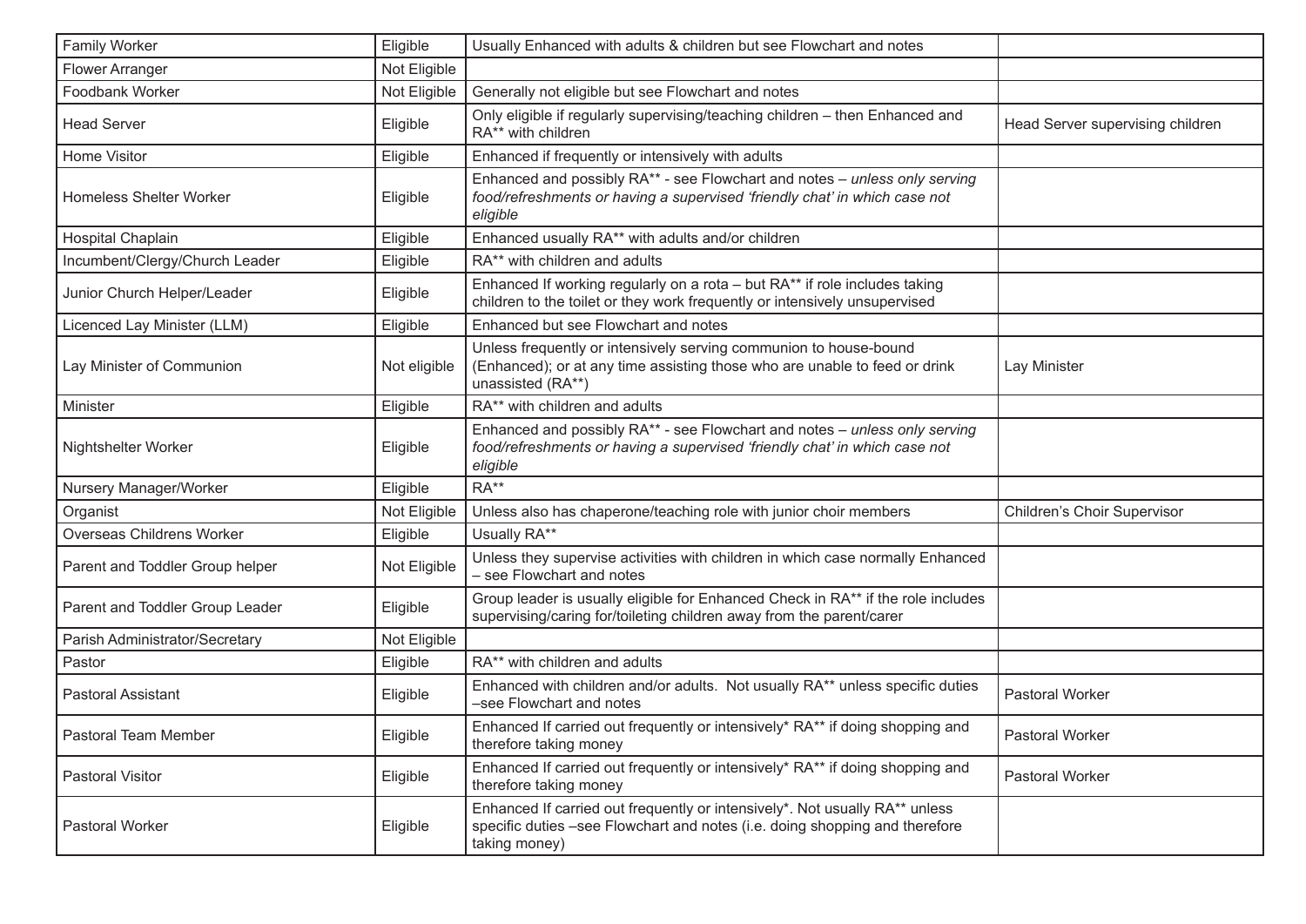| Family Worker | Eligible | Usually Enhanced with adults & children but see Flowchart and notes | |
|---|---|---|---|
| Flower Arranger | Not Eligible | | |
| Foodbank Worker | Not Eligible | Generally not eligible but see Flowchart and notes | |
| Head Server | Eligible | Only eligible if regularly supervising/teaching children – then Enhanced and RA** with children | Head Server supervising children |
| Home Visitor | Eligible | Enhanced if frequently or intensively with adults | |
| Homeless Shelter Worker | Eligible | Enhanced and possibly RA** - see Flowchart and notes – *unless only serving food/refreshments or having a supervised 'friendly chat' in which case not eligible* | |
| Hospital Chaplain | Eligible | Enhanced usually RA** with adults and/or children | |
| Incumbent/Clergy/Church Leader | Eligible | RA** with children and adults | |
| Junior Church Helper/Leader | Eligible | Enhanced If working regularly on a rota – but RA** if role includes taking children to the toilet or they work frequently or intensively unsupervised | |
| Licenced Lay Minister (LLM) | Eligible | Enhanced but see Flowchart and notes | |
| Lay Minister of Communion | Not eligible | Unless frequently or intensively serving communion to house-bound (Enhanced); or at any time assisting those who are unable to feed or drink unassisted (RA**) | Lay Minister |
| Minister | Eligible | RA** with children and adults | |
| Nightshelter Worker | Eligible | Enhanced and possibly RA** - see Flowchart and notes – *unless only serving food/refreshments or having a supervised 'friendly chat' in which case not eligible* | |
| Nursery Manager/Worker | Eligible | RA** | |
| Organist | Not Eligible | Unless also has chaperone/teaching role with junior choir members | Children's Choir Supervisor |
| Overseas Childrens Worker | Eligible | Usually RA** | |
| Parent and Toddler Group helper | Not Eligible | Unless they supervise activities with children in which case normally Enhanced – see Flowchart and notes | |
| Parent and Toddler Group Leader | Eligible | Group leader is usually eligible for Enhanced Check in RA** if the role includes supervising/caring for/toileting children away from the parent/carer | |
| Parish Administrator/Secretary | Not Eligible | | |
| Pastor | Eligible | RA** with children and adults | |
| Pastoral Assistant | Eligible | Enhanced with children and/or adults. Not usually RA** unless specific duties –see Flowchart and notes | Pastoral Worker |
| Pastoral Team Member | Eligible | Enhanced If carried out frequently or intensively* RA** if doing shopping and therefore taking money | Pastoral Worker |
| Pastoral Visitor | Eligible | Enhanced If carried out frequently or intensively* RA** if doing shopping and therefore taking money | Pastoral Worker |
| Pastoral Worker | Eligible | Enhanced If carried out frequently or intensively*. Not usually RA** unless specific duties –see Flowchart and notes (i.e. doing shopping and therefore taking money) | |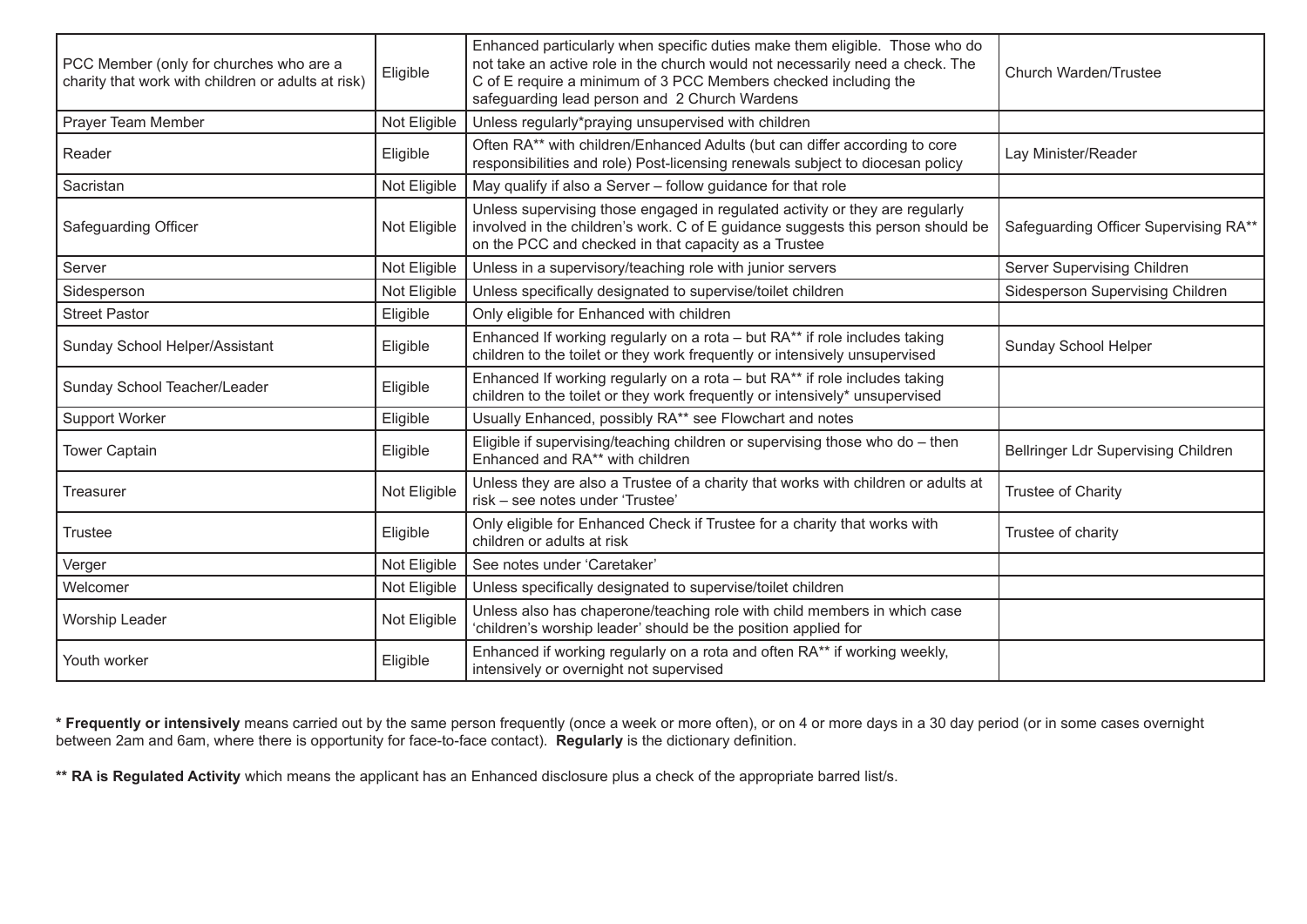| | | | |
|---|---|---|---|
| PCC Member (only for churches who are a charity that work with children or adults at risk) | Eligible | Enhanced particularly when specific duties make them eligible. Those who do not take an active role in the church would not necessarily need a check. The C of E require a minimum of 3 PCC Members checked including the safeguarding lead person and 2 Church Wardens | Church Warden/Trustee |
| Prayer Team Member | Not Eligible | Unless regularly*praying unsupervised with children | |
| Reader | Eligible | Often RA** with children/Enhanced Adults (but can differ according to core responsibilities and role) Post-licensing renewals subject to diocesan policy | Lay Minister/Reader |
| Sacristan | Not Eligible | May qualify if also a Server – follow guidance for that role | |
| Safeguarding Officer | Not Eligible | Unless supervising those engaged in regulated activity or they are regularly involved in the children's work. C of E guidance suggests this person should be on the PCC and checked in that capacity as a Trustee | Safeguarding Officer Supervising RA** |
| Server | Not Eligible | Unless in a supervisory/teaching role with junior servers | Server Supervising Children |
| Sidesperson | Not Eligible | Unless specifically designated to supervise/toilet children | Sidesperson Supervising Children |
| Street Pastor | Eligible | Only eligible for Enhanced with children | |
| Sunday School Helper/Assistant | Eligible | Enhanced If working regularly on a rota – but RA** if role includes taking children to the toilet or they work frequently or intensively unsupervised | Sunday School Helper |
| Sunday School Teacher/Leader | Eligible | Enhanced If working regularly on a rota – but RA** if role includes taking children to the toilet or they work frequently or intensively* unsupervised | |
| Support Worker | Eligible | Usually Enhanced, possibly RA** see Flowchart and notes | |
| Tower Captain | Eligible | Eligible if supervising/teaching children or supervising those who do – then Enhanced and RA** with children | Bellringer Ldr Supervising Children |
| Treasurer | Not Eligible | Unless they are also a Trustee of a charity that works with children or adults at risk – see notes under 'Trustee' | Trustee of Charity |
| Trustee | Eligible | Only eligible for Enhanced Check if Trustee for a charity that works with children or adults at risk | Trustee of charity |
| Verger | Not Eligible | See notes under 'Caretaker' | |
| Welcomer | Not Eligible | Unless specifically designated to supervise/toilet children | |
| Worship Leader | Not Eligible | Unless also has chaperone/teaching role with child members in which case 'children's worship leader' should be the position applied for | |
| Youth worker | Eligible | Enhanced if working regularly on a rota and often RA** if working weekly, intensively or overnight not supervised | |

**\* Frequently or intensively** means carried out by the same person frequently (once a week or more often), or on 4 or more days in a 30 day period (or in some cases overnight between 2am and 6am, where there is opportunity for face-to-face contact). **Regularly** is the dictionary definition.

**\*\* RA is Regulated Activity** which means the applicant has an Enhanced disclosure plus a check of the appropriate barred list/s.